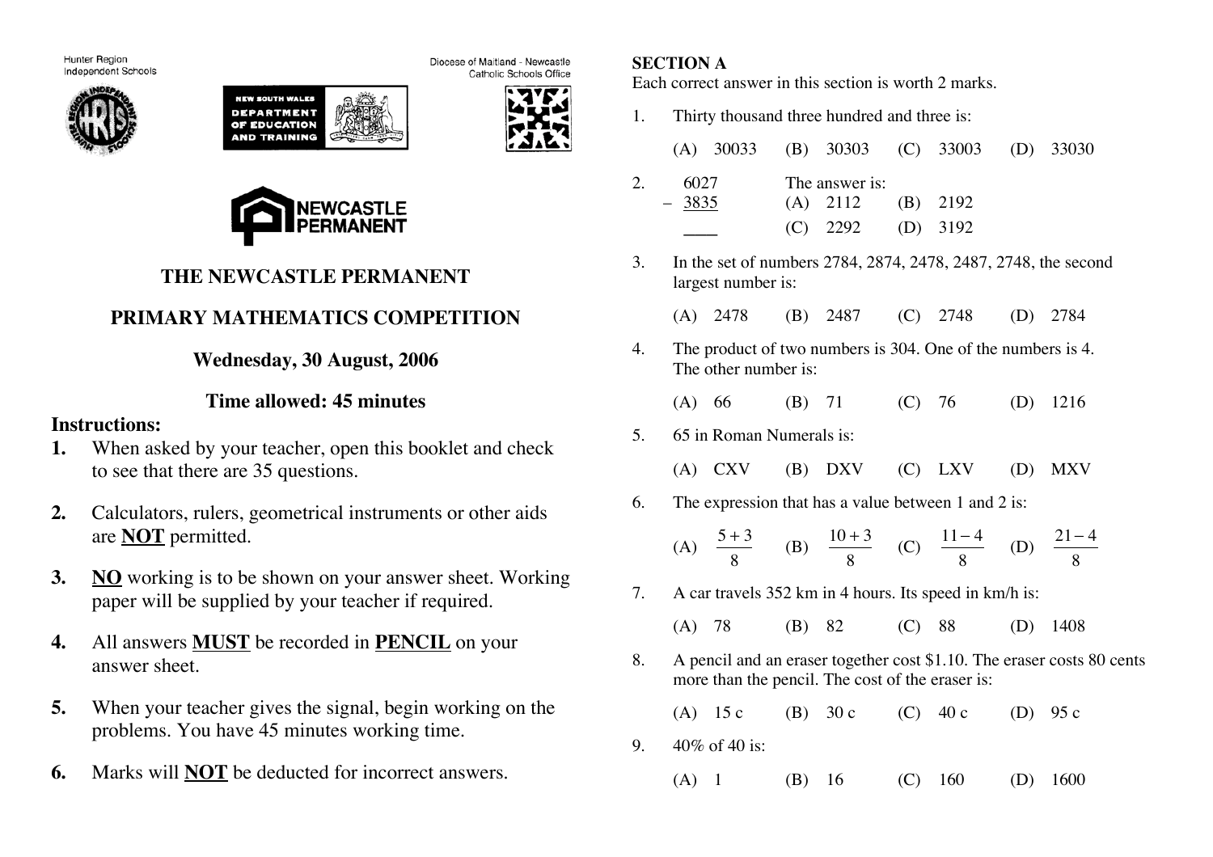Hunter Region Independent Schools

NEW SOUTH WALES DEPARTMENT OF EDUCATION AND TRAINING

Diocese of Maitland - Newcastle Catholic Schools Office

NEWCASTLE PERMANENT

# THE NEWCASTLE PERMANENT

# PRIMARY MATHEMATICS COMPETITION

## Wednesday, 30 August, 2006

## Time allowed: 45 minutes

**Instructions:**

1. When asked by your teacher, open this booklet and check to see that there are 35 questions.
2. Calculators, rulers, geometrical instruments or other aids are **NOT** permitted.
3. **NO** working is to be shown on your answer sheet. Working paper will be supplied by your teacher if required.
4. All answers **MUST** be recorded in **PENCIL** on your answer sheet.
5. When your teacher gives the signal, begin working on the problems. You have 45 minutes working time.
6. Marks will **NOT** be deducted for incorrect answers.

**SECTION A**

Each correct answer in this section is worth 2 marks.

1. Thirty thousand three hundred and three is:

   (A) 30033 (B) 30303 (C) 33003 (D) 33030

2. $\begin{array}{r} 6027 \\ -\ 3835 \\ \hline \end{array}$ The answer is:

   (A) 2112 (B) 2192
   (C) 2292 (D) 3192

3. In the set of numbers 2784, 2874, 2478, 2487, 2748, the second largest number is:

   (A) 2478 (B) 2487 (C) 2748 (D) 2784

4. The product of two numbers is 304. One of the numbers is 4. The other number is:

   (A) 66 (B) 71 (C) 76 (D) 1216

5. 65 in Roman Numerals is:

   (A) CXV (B) DXV (C) LXV (D) MXV

6. The expression that has a value between 1 and 2 is:

   (A) $\frac{5+3}{8}$ (B) $\frac{10+3}{8}$ (C) $\frac{11-4}{8}$ (D) $\frac{21-4}{8}$

7. A car travels 352 km in 4 hours. Its speed in km/h is:

   (A) 78 (B) 82 (C) 88 (D) 1408

8. A pencil and an eraser together cost \$1.10. The eraser costs 80 cents more than the pencil. The cost of the eraser is:

   (A) 15 c (B) 30 c (C) 40 c (D) 95 c

9. 40% of 40 is:

   (A) 1 (B) 16 (C) 160 (D) 1600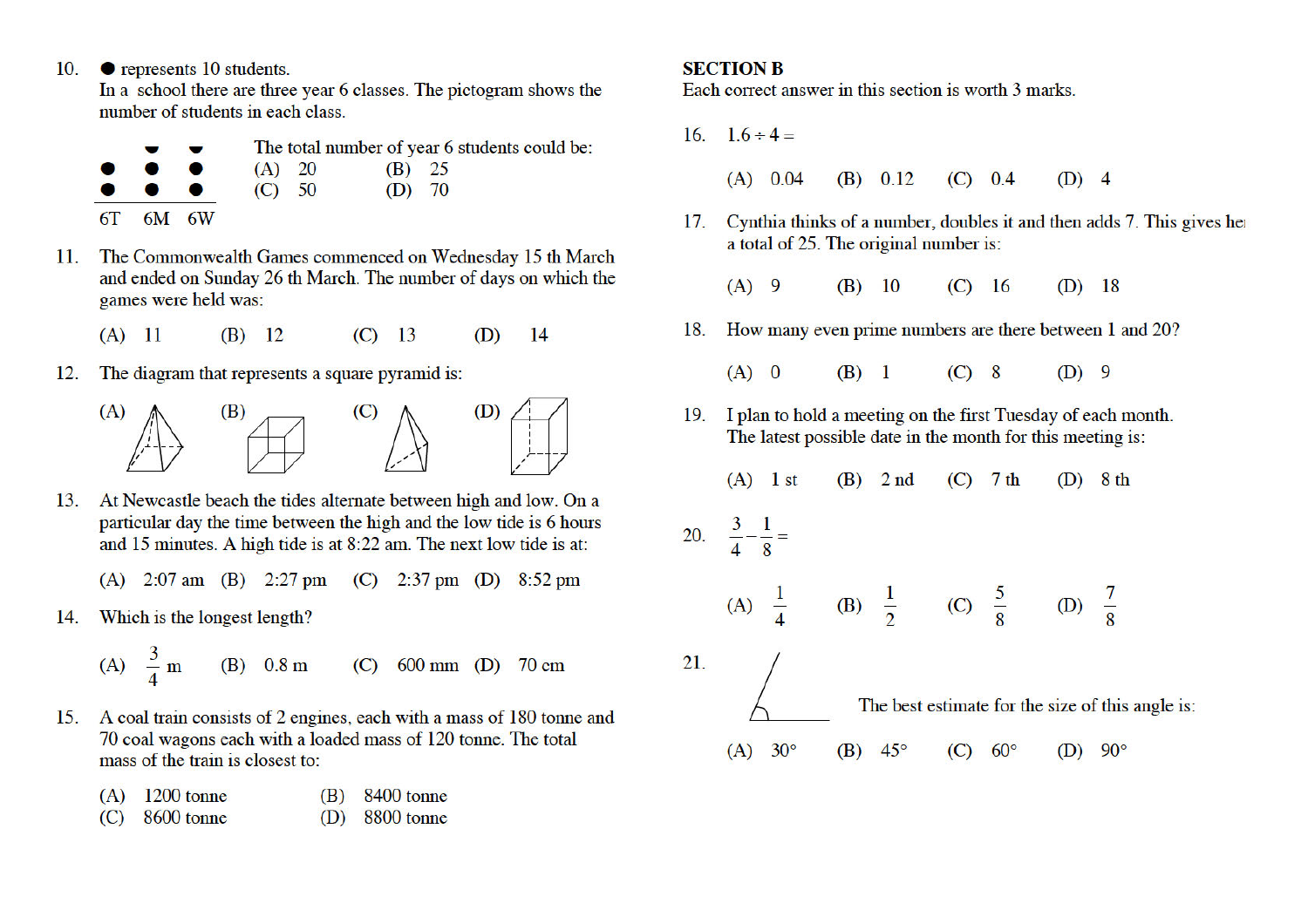10. ● represents 10 students.
In a school there are three year 6 classes. The pictogram shows the number of students in each class.

| 6T | 6M | 6W |
|---|---|---|
| ● ● | ◒ ● ● | ◒ ● ● |

The total number of year 6 students could be:

(A) 20 (B) 25
(C) 50 (D) 70

11. The Commonwealth Games commenced on Wednesday 15 th March and ended on Sunday 26 th March. The number of days on which the games were held was:

(A) 11 (B) 12 (C) 13 (D) 14

12. The diagram that represents a square pyramid is:

(A) (B) (C) (D)

13. At Newcastle beach the tides alternate between high and low. On a particular day the time between the high and the low tide is 6 hours and 15 minutes. A high tide is at 8:22 am. The next low tide is at:

(A) 2:07 am (B) 2:27 pm (C) 2:37 pm (D) 8:52 pm

14. Which is the longest length?

(A) $\frac{3}{4}$ m (B) 0.8 m (C) 600 mm (D) 70 cm

15. A coal train consists of 2 engines, each with a mass of 180 tonne and 70 coal wagons each with a loaded mass of 120 tonne. The total mass of the train is closest to:

(A) 1200 tonne (B) 8400 tonne
(C) 8600 tonne (D) 8800 tonne

## SECTION B

Each correct answer in this section is worth 3 marks.

16. $1.6 \div 4 =$

(A) 0.04 (B) 0.12 (C) 0.4 (D) 4

17. Cynthia thinks of a number, doubles it and then adds 7. This gives her a total of 25. The original number is:

(A) 9 (B) 10 (C) 16 (D) 18

18. How many even prime numbers are there between 1 and 20?

(A) 0 (B) 1 (C) 8 (D) 9

19. I plan to hold a meeting on the first Tuesday of each month. The latest possible date in the month for this meeting is:

(A) 1 st (B) 2 nd (C) 7 th (D) 8 th

20. $\frac{3}{4} - \frac{1}{8} =$

(A) $\frac{1}{4}$ (B) $\frac{1}{2}$ (C) $\frac{5}{8}$ (D) $\frac{7}{8}$

21. The best estimate for the size of this angle is:

(A) 30° (B) 45° (C) 60° (D) 90°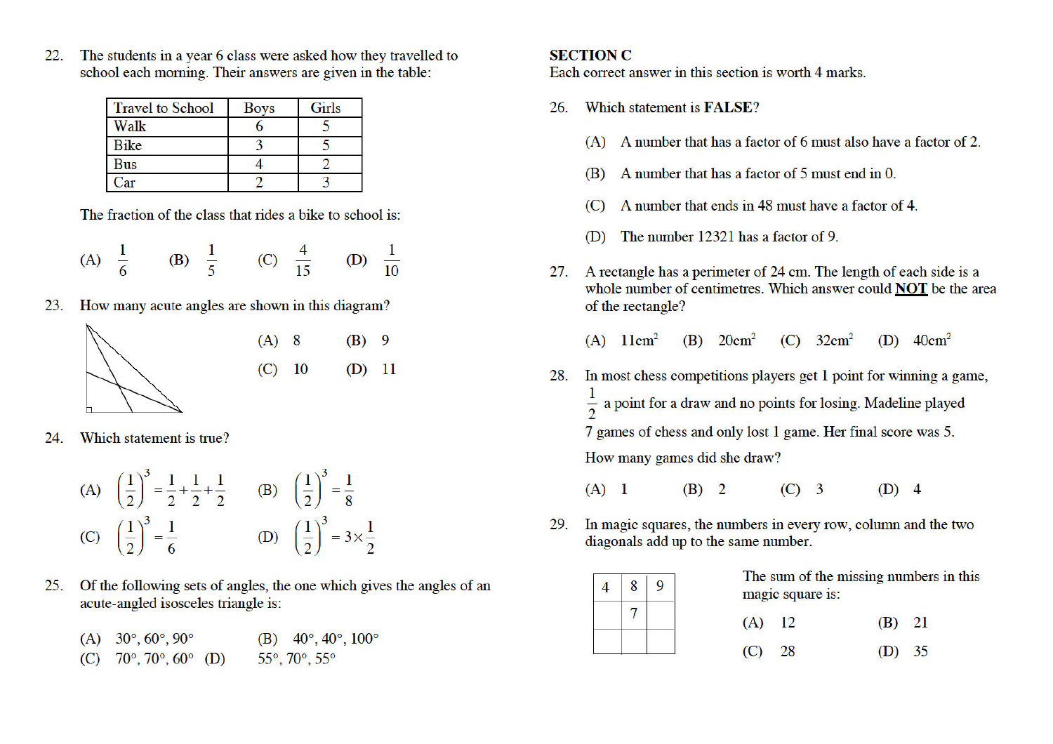22. The students in a year 6 class were asked how they travelled to school each morning. Their answers are given in the table:

| Travel to School | Boys | Girls |
|---|---|---|
| Walk | 6 | 5 |
| Bike | 3 | 5 |
| Bus | 4 | 2 |
| Car | 2 | 3 |

The fraction of the class that rides a bike to school is:

(A) $\frac{1}{6}$ (B) $\frac{1}{5}$ (C) $\frac{4}{15}$ (D) $\frac{1}{10}$

23. How many acute angles are shown in this diagram?

(A) 8 (B) 9

(C) 10 (D) 11

24. Which statement is true?

(A) $\left(\frac{1}{2}\right)^3 = \frac{1}{2}+\frac{1}{2}+\frac{1}{2}$ (B) $\left(\frac{1}{2}\right)^3 = \frac{1}{8}$

(C) $\left(\frac{1}{2}\right)^3 = \frac{1}{6}$ (D) $\left(\frac{1}{2}\right)^3 = 3\times\frac{1}{2}$

25. Of the following sets of angles, the one which gives the angles of an acute-angled isosceles triangle is:

(A) 30°, 60°, 90° (B) 40°, 40°, 100°
(C) 70°, 70°, 60° (D) 55°, 70°, 55°

## SECTION C

Each correct answer in this section is worth 4 marks.

26. Which statement is **FALSE**?

(A) A number that has a factor of 6 must also have a factor of 2.

(B) A number that has a factor of 5 must end in 0.

(C) A number that ends in 48 must have a factor of 4.

(D) The number 12321 has a factor of 9.

27. A rectangle has a perimeter of 24 cm. The length of each side is a whole number of centimetres. Which answer could **NOT** be the area of the rectangle?

(A) $11\text{cm}^2$ (B) $20\text{cm}^2$ (C) $32\text{cm}^2$ (D) $40\text{cm}^2$

28. In most chess competitions players get 1 point for winning a game, $\frac{1}{2}$ a point for a draw and no points for losing. Madeline played 7 games of chess and only lost 1 game. Her final score was 5.

How many games did she draw?

(A) 1 (B) 2 (C) 3 (D) 4

29. In magic squares, the numbers in every row, column and the two diagonals add up to the same number.

| 4 | 8 | 9 |
|---|---|---|
| | 7 | |
| | | |

The sum of the missing numbers in this magic square is:

(A) 12 (B) 21

(C) 28 (D) 35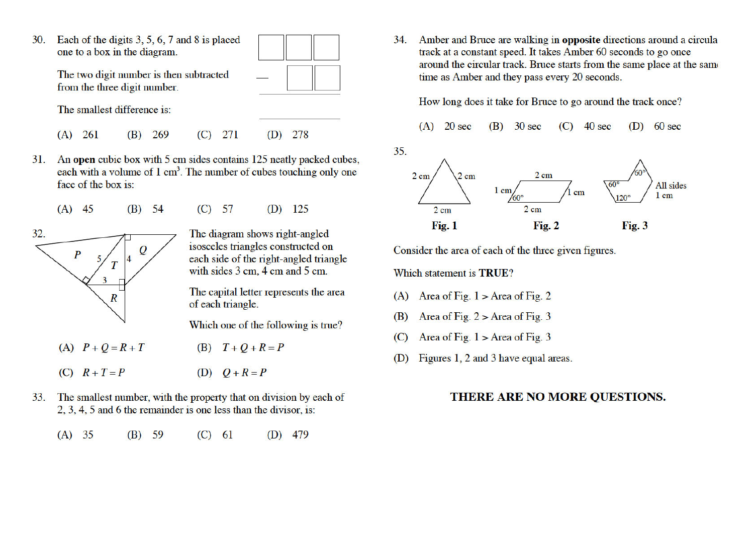30. Each of the digits 3, 5, 6, 7 and 8 is placed one to a box in the diagram.

The two digit number is then subtracted from the three digit number.

The smallest difference is:

(A) 261 (B) 269 (C) 271 (D) 278

31. An **open** cubic box with 5 cm sides contains 125 neatly packed cubes, each with a volume of 1 cm$^3$. The number of cubes touching only one face of the box is:

(A) 45 (B) 54 (C) 57 (D) 125

32. The diagram shows right-angled isosceles triangles constructed on each side of the right-angled triangle with sides 3 cm, 4 cm and 5 cm.

P
5
T
4
Q
3
R

The capital letter represents the area of each triangle.

Which one of the following is true?

(A) $P + Q = R + T$ (B) $T + Q + R = P$

(C) $R + T = P$ (D) $Q + R = P$

33. The smallest number, with the property that on division by each of 2, 3, 4, 5 and 6 the remainder is one less than the divisor, is:

(A) 35 (B) 59 (C) 61 (D) 479

34. Amber and Bruce are walking in **opposite** directions around a circula track at a constant speed. It takes Amber 60 seconds to go once around the circular track. Bruce starts from the same place at the sam time as Amber and they pass every 20 seconds.

How long does it take for Bruce to go around the track once?

(A) 20 sec (B) 30 sec (C) 40 sec (D) 60 sec

35.

2 cm
2 cm
2 cm
**Fig. 1**

2 cm
1 cm
60°
1 cm
2 cm
**Fig. 2**

60°
60°
120°
All sides 1 cm
**Fig. 3**

Consider the area of each of the three given figures.

Which statement is **TRUE**?

(A) Area of Fig. 1 > Area of Fig. 2

(B) Area of Fig. 2 > Area of Fig. 3

(C) Area of Fig. 1 > Area of Fig. 3

(D) Figures 1, 2 and 3 have equal areas.

**THERE ARE NO MORE QUESTIONS.**